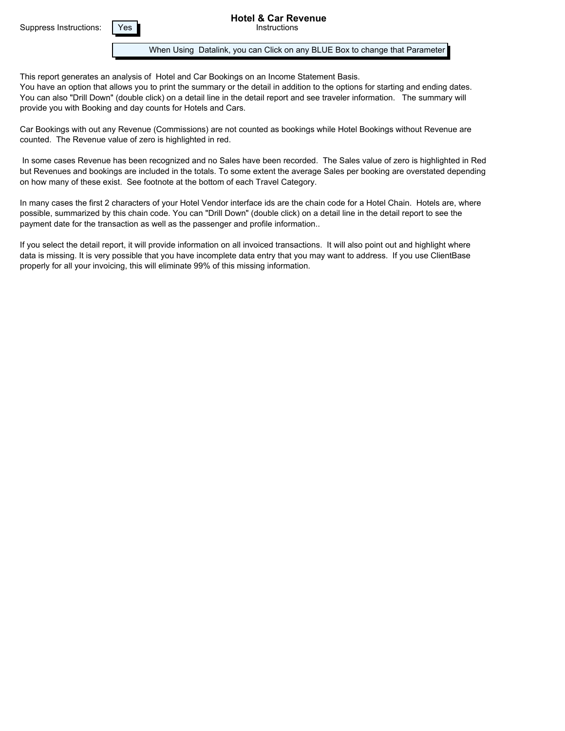Suppress Instructions: Yes

# Hotel & Car Revenue

Instructions

When Using Datalink, you can Click on any BLUE Box to change that Parameter

This report generates an analysis of Hotel and Car Bookings on an Income Statement Basis.
You have an option that allows you to print the summary or the detail in addition to the options for starting and ending dates. You can also "Drill Down" (double click) on a detail line in the detail report and see traveler information. The summary will provide you with Booking and day counts for Hotels and Cars.

Car Bookings with out any Revenue (Commissions) are not counted as bookings while Hotel Bookings without Revenue are counted. The Revenue value of zero is highlighted in red.

In some cases Revenue has been recognized and no Sales have been recorded. The Sales value of zero is highlighted in Red but Revenues and bookings are included in the totals. To some extent the average Sales per booking are overstated depending on how many of these exist. See footnote at the bottom of each Travel Category.

In many cases the first 2 characters of your Hotel Vendor interface ids are the chain code for a Hotel Chain. Hotels are, where possible, summarized by this chain code. You can "Drill Down" (double click) on a detail line in the detail report to see the payment date for the transaction as well as the passenger and profile information..

If you select the detail report, it will provide information on all invoiced transactions. It will also point out and highlight where data is missing. It is very possible that you have incomplete data entry that you may want to address. If you use ClientBase properly for all your invoicing, this will eliminate 99% of this missing information.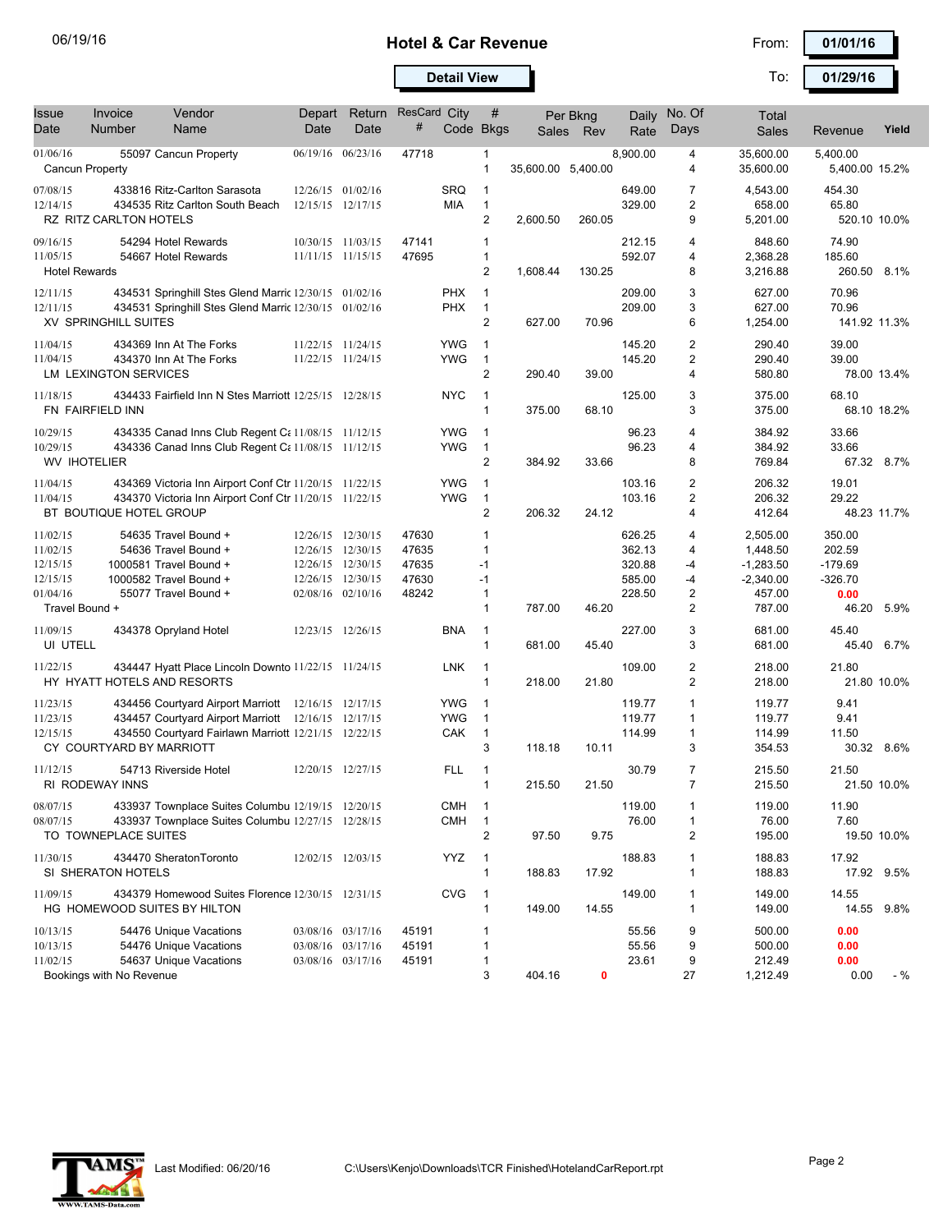06/19/16

# Hotel & Car Revenue

**Detail View**

From: **01/01/16**

To: **01/29/16**

| Issue Date | Invoice Number | Vendor Name | Depart Date | Return Date | ResCard # | City Code | # Bkgs | Per Bkng Sales | Per Bkng Rev | Daily Rate | No. Of Days | Total Sales | Revenue | Yield |
|---|---|---|---|---|---|---|---|---|---|---|---|---|---|---|
| 01/06/16 | 55097 | Cancun Property | 06/19/16 | 06/23/16 | 47718 | | 1 | | | 8,900.00 | 4 | 35,600.00 | 5,400.00 | |
| Cancun Property | | | | | | | 1 | 35,600.00 | 5,400.00 | | 4 | 35,600.00 | 5,400.00 | 15.2% |
| 07/08/15 | 433816 | Ritz-Carlton Sarasota | 12/26/15 | 01/02/16 | | SRQ | 1 | | | 649.00 | 7 | 4,543.00 | 454.30 | |
| 12/14/15 | 434535 | Ritz Carlton South Beach | 12/15/15 | 12/17/15 | | MIA | 1 | | | 329.00 | 2 | 658.00 | 65.80 | |
| RZ RITZ CARLTON HOTELS | | | | | | | 2 | 2,600.50 | 260.05 | | 9 | 5,201.00 | 520.10 | 10.0% |
| 09/16/15 | 54294 | Hotel Rewards | 10/30/15 | 11/03/15 | 47141 | | 1 | | | 212.15 | 4 | 848.60 | 74.90 | |
| 11/05/15 | 54667 | Hotel Rewards | 11/11/15 | 11/15/15 | 47695 | | 1 | | | 592.07 | 4 | 2,368.28 | 185.60 | |
| Hotel Rewards | | | | | | | 2 | 1,608.44 | 130.25 | | 8 | 3,216.88 | 260.50 | 8.1% |
| 12/11/15 | 434531 | Springhill Stes Glend Marric | 12/30/15 | 01/02/16 | | PHX | 1 | | | 209.00 | 3 | 627.00 | 70.96 | |
| 12/11/15 | 434531 | Springhill Stes Glend Marric | 12/30/15 | 01/02/16 | | PHX | 1 | | | 209.00 | 3 | 627.00 | 70.96 | |
| XV SPRINGHILL SUITES | | | | | | | 2 | 627.00 | 70.96 | | 6 | 1,254.00 | 141.92 | 11.3% |
| 11/04/15 | 434369 | Inn At The Forks | 11/22/15 | 11/24/15 | | YWG | 1 | | | 145.20 | 2 | 290.40 | 39.00 | |
| 11/04/15 | 434370 | Inn At The Forks | 11/22/15 | 11/24/15 | | YWG | 1 | | | 145.20 | 2 | 290.40 | 39.00 | |
| LM LEXINGTON SERVICES | | | | | | | 2 | 290.40 | 39.00 | | 4 | 580.80 | 78.00 | 13.4% |
| 11/18/15 | 434433 | Fairfield Inn N Stes Marriott | 12/25/15 | 12/28/15 | | NYC | 1 | | | 125.00 | 3 | 375.00 | 68.10 | |
| FN FAIRFIELD INN | | | | | | | 1 | 375.00 | 68.10 | | 3 | 375.00 | 68.10 | 18.2% |
| 10/29/15 | 434335 | Canad Inns Club Regent Ca | 11/08/15 | 11/12/15 | | YWG | 1 | | | 96.23 | 4 | 384.92 | 33.66 | |
| 10/29/15 | 434336 | Canad Inns Club Regent Ca | 11/08/15 | 11/12/15 | | YWG | 1 | | | 96.23 | 4 | 384.92 | 33.66 | |
| WV IHOTELIER | | | | | | | 2 | 384.92 | 33.66 | | 8 | 769.84 | 67.32 | 8.7% |
| 11/04/15 | 434369 | Victoria Inn Airport Conf Ctr | 11/20/15 | 11/22/15 | | YWG | 1 | | | 103.16 | 2 | 206.32 | 19.01 | |
| 11/04/15 | 434370 | Victoria Inn Airport Conf Ctr | 11/20/15 | 11/22/15 | | YWG | 1 | | | 103.16 | 2 | 206.32 | 29.22 | |
| BT BOUTIQUE HOTEL GROUP | | | | | | | 2 | 206.32 | 24.12 | | 4 | 412.64 | 48.23 | 11.7% |
| 11/02/15 | 54635 | Travel Bound + | 12/26/15 | 12/30/15 | 47630 | | 1 | | | 626.25 | 4 | 2,505.00 | 350.00 | |
| 11/02/15 | 54636 | Travel Bound + | 12/26/15 | 12/30/15 | 47635 | | 1 | | | 362.13 | 4 | 1,448.50 | 202.59 | |
| 12/15/15 | 1000581 | Travel Bound + | 12/26/15 | 12/30/15 | 47635 | | -1 | | | 320.88 | -4 | -1,283.50 | -179.69 | |
| 12/15/15 | 1000582 | Travel Bound + | 12/26/15 | 12/30/15 | 47630 | | -1 | | | 585.00 | -4 | -2,340.00 | -326.70 | |
| 01/04/16 | 55077 | Travel Bound + | 02/08/16 | 02/10/16 | 48242 | | 1 | | | 228.50 | 2 | 457.00 | 0.00 | |
| Travel Bound + | | | | | | | 1 | 787.00 | 46.20 | | 2 | 787.00 | 46.20 | 5.9% |
| 11/09/15 | 434378 | Opryland Hotel | 12/23/15 | 12/26/15 | | BNA | 1 | | | 227.00 | 3 | 681.00 | 45.40 | |
| UI UTELL | | | | | | | 1 | 681.00 | 45.40 | | 3 | 681.00 | 45.40 | 6.7% |
| 11/22/15 | 434447 | Hyatt Place Lincoln Downto | 11/22/15 | 11/24/15 | | LNK | 1 | | | 109.00 | 2 | 218.00 | 21.80 | |
| HY HYATT HOTELS AND RESORTS | | | | | | | 1 | 218.00 | 21.80 | | 2 | 218.00 | 21.80 | 10.0% |
| 11/23/15 | 434456 | Courtyard Airport Marriott | 12/16/15 | 12/17/15 | | YWG | 1 | | | 119.77 | 1 | 119.77 | 9.41 | |
| 11/23/15 | 434457 | Courtyard Airport Marriott | 12/16/15 | 12/17/15 | | YWG | 1 | | | 119.77 | 1 | 119.77 | 9.41 | |
| 12/15/15 | 434550 | Courtyard Fairlawn Marriott | 12/21/15 | 12/22/15 | | CAK | 1 | | | 114.99 | 1 | 114.99 | 11.50 | |
| CY COURTYARD BY MARRIOTT | | | | | | | 3 | 118.18 | 10.11 | | 3 | 354.53 | 30.32 | 8.6% |
| 11/12/15 | 54713 | Riverside Hotel | 12/20/15 | 12/27/15 | | FLL | 1 | | | 30.79 | 7 | 215.50 | 21.50 | |
| RI RODEWAY INNS | | | | | | | 1 | 215.50 | 21.50 | | 7 | 215.50 | 21.50 | 10.0% |
| 08/07/15 | 433937 | Townplace Suites Columbu | 12/19/15 | 12/20/15 | | CMH | 1 | | | 119.00 | 1 | 119.00 | 11.90 | |
| 08/07/15 | 433937 | Townplace Suites Columbu | 12/27/15 | 12/28/15 | | CMH | 1 | | | 76.00 | 1 | 76.00 | 7.60 | |
| TO TOWNEPLACE SUITES | | | | | | | 2 | 97.50 | 9.75 | | 2 | 195.00 | 19.50 | 10.0% |
| 11/30/15 | 434470 | SheratonToronto | 12/02/15 | 12/03/15 | | YYZ | 1 | | | 188.83 | 1 | 188.83 | 17.92 | |
| SI SHERATON HOTELS | | | | | | | 1 | 188.83 | 17.92 | | 1 | 188.83 | 17.92 | 9.5% |
| 11/09/15 | 434379 | Homewood Suites Florence | 12/30/15 | 12/31/15 | | CVG | 1 | | | 149.00 | 1 | 149.00 | 14.55 | |
| HG HOMEWOOD SUITES BY HILTON | | | | | | | 1 | 149.00 | 14.55 | | 1 | 149.00 | 14.55 | 9.8% |
| 10/13/15 | 54476 | Unique Vacations | 03/08/16 | 03/17/16 | 45191 | | 1 | | | 55.56 | 9 | 500.00 | 0.00 | |
| 10/13/15 | 54476 | Unique Vacations | 03/08/16 | 03/17/16 | 45191 | | 1 | | | 55.56 | 9 | 500.00 | 0.00 | |
| 11/02/15 | 54637 | Unique Vacations | 03/08/16 | 03/17/16 | 45191 | | 1 | | | 23.61 | 9 | 212.49 | 0.00 | |
| Bookings with No Revenue | | | | | | | 3 | 404.16 | 0 | | 27 | 1,212.49 | 0.00 | - % |

Last Modified: 06/20/16

C:\Users\Kenjo\Downloads\TCR Finished\HotelandCarReport.rpt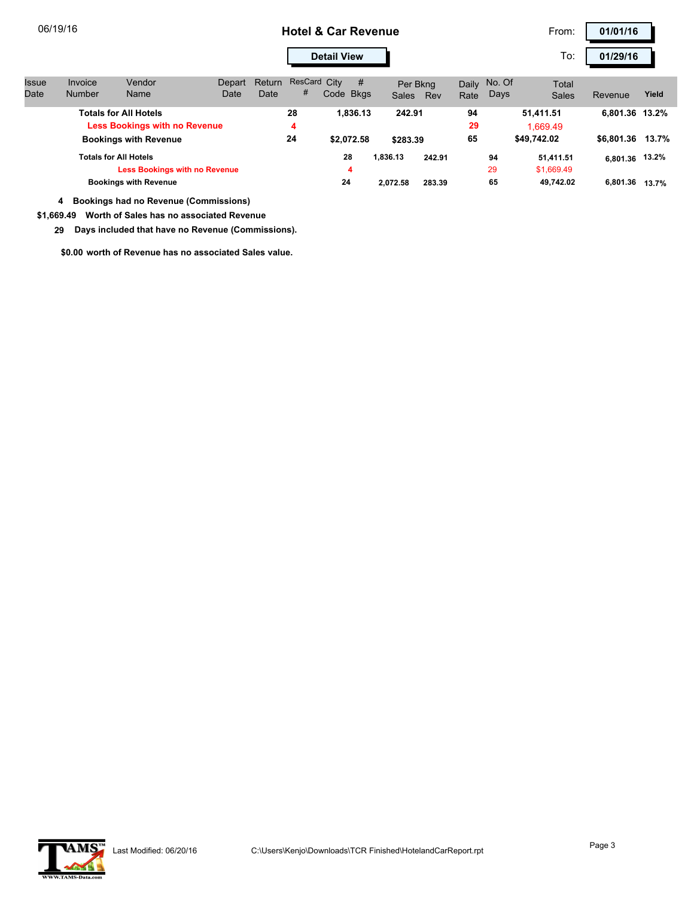06/19/16

# Hotel & Car Revenue

**Detail View**

From: **01/01/16**

To: **01/29/16**

| Issue Date | Invoice Number | Vendor Name | Depart Date | Return Date | ResCard # | City Code | # Bkgs | Per Bkng Sales | Per Bkng Rev | Daily Rate | No. Of Days | Total Sales | Revenue | Yield |
|---|---|---|---|---|---|---|---|---|---|---|---|---|---|---|
| | **Totals for All Hotels** | | | | 28 | | | 1,836.13 | 242.91 | 94 | | 51,411.51 | 6,801.36 | 13.2% |
| | **Less Bookings with no Revenue** | | | | 4 | | | | | 29 | | 1,669.49 | | |
| | **Bookings with Revenue** | | | | 24 | | | $2,072.58 | $283.39 | 65 | | $49,742.02 | $6,801.36 | 13.7% |
| | **Totals for All Hotels** | | | | | | 28 | 1,836.13 | 242.91 | | 94 | 51,411.51 | 6,801.36 | 13.2% |
| | **Less Bookings with no Revenue** | | | | | | 4 | | | | 29 | $1,669.49 | | |
| | **Bookings with Revenue** | | | | | | 24 | 2,072.58 | 283.39 | | 65 | 49,742.02 | 6,801.36 | 13.7% |

**4** Bookings had no Revenue (Commissions)

**$1,669.49** Worth of Sales has no associated Revenue

**29** Days included that have no Revenue (Commissions).

**$0.00** worth of Revenue has no associated Sales value.

Last Modified: 06/20/16 C:\Users\Kenjo\Downloads\TCR Finished\HotelandCarReport.rpt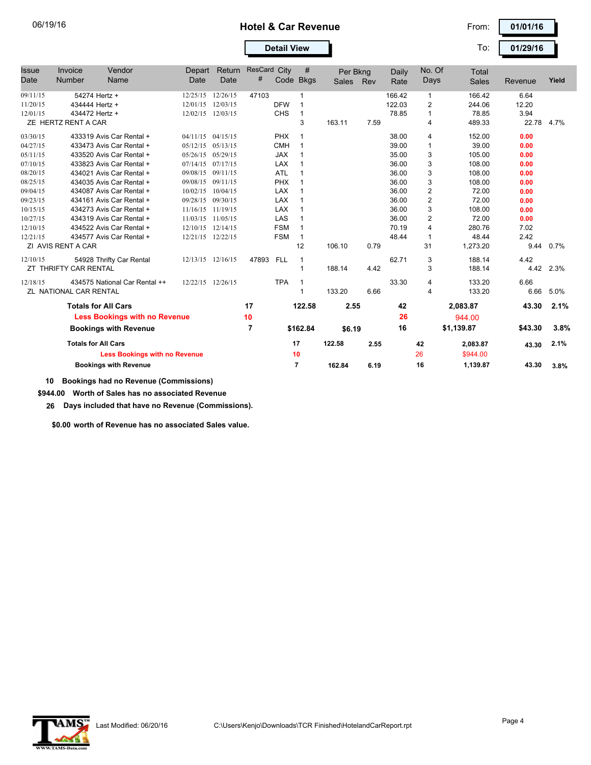06/19/16

# Hotel & Car Revenue

From: **01/01/16**

To: **01/29/16**

**Detail View**

| Issue Date | Invoice Number | Vendor Name | Depart Date | Return Date | ResCard # | City Code | # Bkgs | Per Bkng Sales | Per Bkng Rev | Daily Rate | No. Of Days | Total Sales | Revenue | Yield |
|---|---|---|---|---|---|---|---|---|---|---|---|---|---|---|
| 09/11/15 | 54274 | Hertz + | 12/25/15 | 12/26/15 | 47103 | | 1 | | | 166.42 | 1 | 166.42 | 6.64 | |
| 11/20/15 | 434444 | Hertz + | 12/01/15 | 12/03/15 | | DFW | 1 | | | 122.03 | 2 | 244.06 | 12.20 | |
| 12/01/15 | 434472 | Hertz + | 12/02/15 | 12/03/15 | | CHS | 1 | | | 78.85 | 1 | 78.85 | 3.94 | |
| ZE HERTZ RENT A CAR | | | | | | | 3 | 163.11 | 7.59 | | 4 | 489.33 | 22.78 | 4.7% |
| 03/30/15 | 433319 | Avis Car Rental + | 04/11/15 | 04/15/15 | | PHX | 1 | | | 38.00 | 4 | 152.00 | 0.00 | |
| 04/27/15 | 433473 | Avis Car Rental + | 05/12/15 | 05/13/15 | | CMH | 1 | | | 39.00 | 1 | 39.00 | 0.00 | |
| 05/11/15 | 433520 | Avis Car Rental + | 05/26/15 | 05/29/15 | | JAX | 1 | | | 35.00 | 3 | 105.00 | 0.00 | |
| 07/10/15 | 433823 | Avis Car Rental + | 07/14/15 | 07/17/15 | | LAX | 1 | | | 36.00 | 3 | 108.00 | 0.00 | |
| 08/20/15 | 434021 | Avis Car Rental + | 09/08/15 | 09/11/15 | | ATL | 1 | | | 36.00 | 3 | 108.00 | 0.00 | |
| 08/25/15 | 434035 | Avis Car Rental + | 09/08/15 | 09/11/15 | | PHX | 1 | | | 36.00 | 3 | 108.00 | 0.00 | |
| 09/04/15 | 434087 | Avis Car Rental + | 10/02/15 | 10/04/15 | | LAX | 1 | | | 36.00 | 2 | 72.00 | 0.00 | |
| 09/23/15 | 434161 | Avis Car Rental + | 09/28/15 | 09/30/15 | | LAX | 1 | | | 36.00 | 2 | 72.00 | 0.00 | |
| 10/15/15 | 434273 | Avis Car Rental + | 11/16/15 | 11/19/15 | | LAX | 1 | | | 36.00 | 3 | 108.00 | 0.00 | |
| 10/27/15 | 434319 | Avis Car Rental + | 11/03/15 | 11/05/15 | | LAS | 1 | | | 36.00 | 2 | 72.00 | 0.00 | |
| 12/10/15 | 434522 | Avis Car Rental + | 12/10/15 | 12/14/15 | | FSM | 1 | | | 70.19 | 4 | 280.76 | 7.02 | |
| 12/21/15 | 434577 | Avis Car Rental + | 12/21/15 | 12/22/15 | | FSM | 1 | | | 48.44 | 1 | 48.44 | 2.42 | |
| ZI AVIS RENT A CAR | | | | | | | 12 | 106.10 | 0.79 | | 31 | 1,273.20 | 9.44 | 0.7% |
| 12/10/15 | 54928 | Thrifty Car Rental | 12/13/15 | 12/16/15 | 47893 | FLL | 1 | | | 62.71 | 3 | 188.14 | 4.42 | |
| ZT THRIFTY CAR RENTAL | | | | | | | 1 | 188.14 | 4.42 | | 3 | 188.14 | 4.42 | 2.3% |
| 12/18/15 | 434575 | National Car Rental ++ | 12/22/15 | 12/26/15 | | TPA | 1 | | | 33.30 | 4 | 133.20 | 6.66 | |
| ZL NATIONAL CAR RENTAL | | | | | | | 1 | 133.20 | 6.66 | | 4 | 133.20 | 6.66 | 5.0% |

| | # Bkgs | Per Bkng Sales | Per Bkng Rev | No. Of Days | Total Sales | Revenue | Yield |
|---|---|---|---|---|---|---|---|
| **Totals for All Cars** | **17** | **122.58** | **2.55** | **42** | **2,083.87** | **43.30** | **2.1%** |
| **Less Bookings with no Revenue** | **10** | | | **26** | 944.00 | | |
| **Bookings with Revenue** | **7** | **$162.84** | **$6.19** | **16** | **$1,139.87** | **$43.30** | **3.8%** |

| | # Bkgs | Per Bkng Sales | Per Bkng Rev | No. Of Days | Total Sales | Revenue | Yield |
|---|---|---|---|---|---|---|---|
| **Totals for All Cars** | **17** | **122.58** | **2.55** | **42** | **2,083.87** | **43.30** | **2.1%** |
| **Less Bookings with no Revenue** | **10** | | | 26 | $944.00 | | |
| **Bookings with Revenue** | **7** | **162.84** | **6.19** | **16** | **1,139.87** | **43.30** | **3.8%** |

**10 Bookings had no Revenue (Commissions)**

**$944.00 Worth of Sales has no associated Revenue**

**26 Days included that have no Revenue (Commissions).**

**$0.00 worth of Revenue has no associated Sales value.**

Last Modified: 06/20/16 C:\Users\Kenjo\Downloads\TCR Finished\HotelandCarReport.rpt